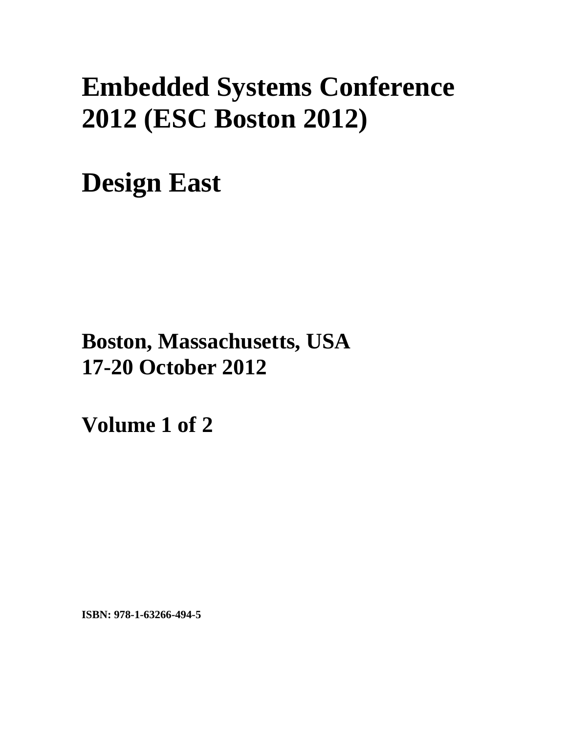# Embedded Systems Conference 2012 (ESC Boston 2012)

# Design East

**Boston, Massachusetts, USA**
**17-20 October 2012**

**Volume 1 of 2**

**ISBN: 978-1-63266-494-5**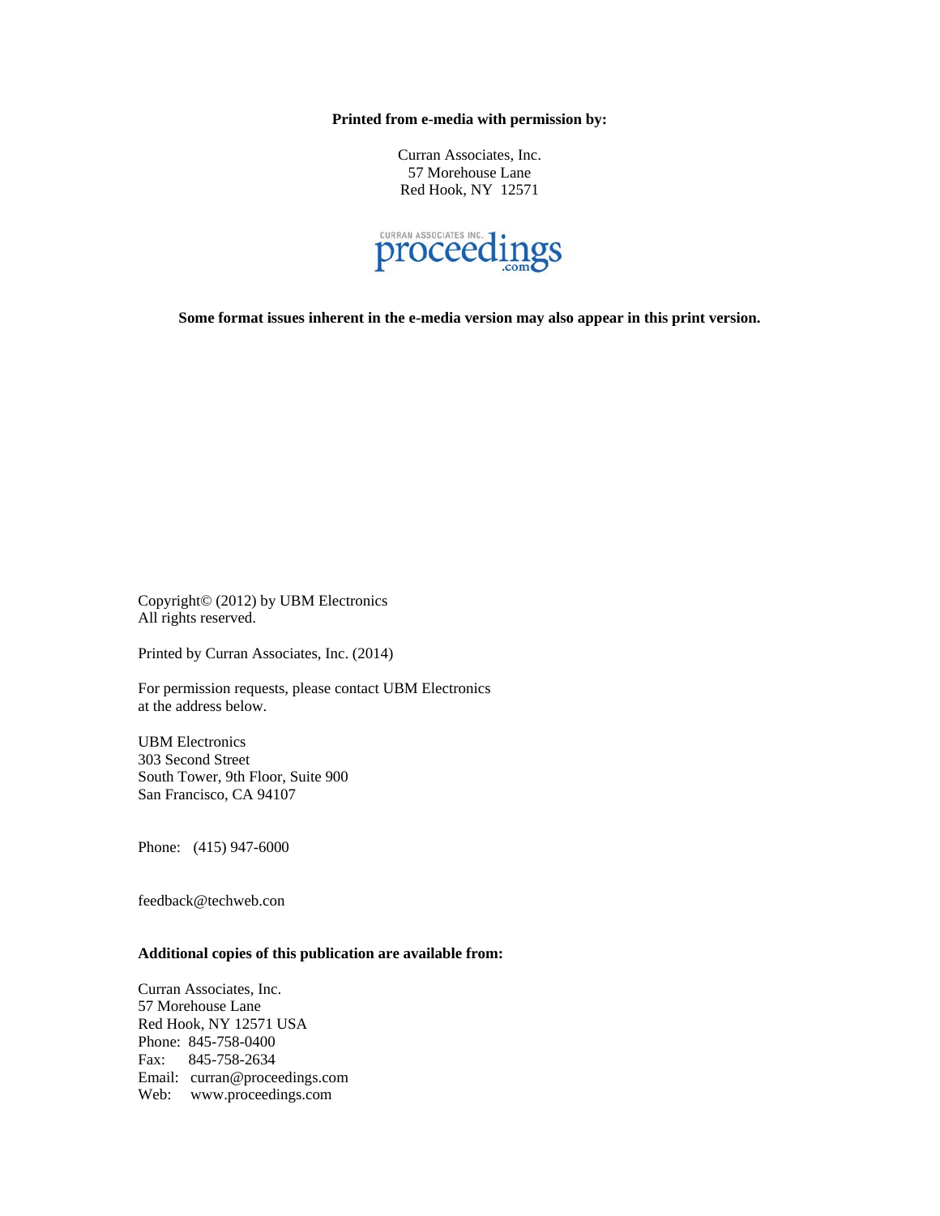**Printed from e-media with permission by:**

Curran Associates, Inc.
57 Morehouse Lane
Red Hook, NY 12571

CURRAN ASSOCIATES INC.
proceedings
.com

**Some format issues inherent in the e-media version may also appear in this print version.**

Copyright© (2012) by UBM Electronics
All rights reserved.

Printed by Curran Associates, Inc. (2014)

For permission requests, please contact UBM Electronics
at the address below.

UBM Electronics
303 Second Street
South Tower, 9th Floor, Suite 900
San Francisco, CA 94107

Phone: (415) 947-6000

feedback@techweb.con

**Additional copies of this publication are available from:**

Curran Associates, Inc.
57 Morehouse Lane
Red Hook, NY 12571 USA
Phone: 845-758-0400
Fax: 845-758-2634
Email: curran@proceedings.com
Web: www.proceedings.com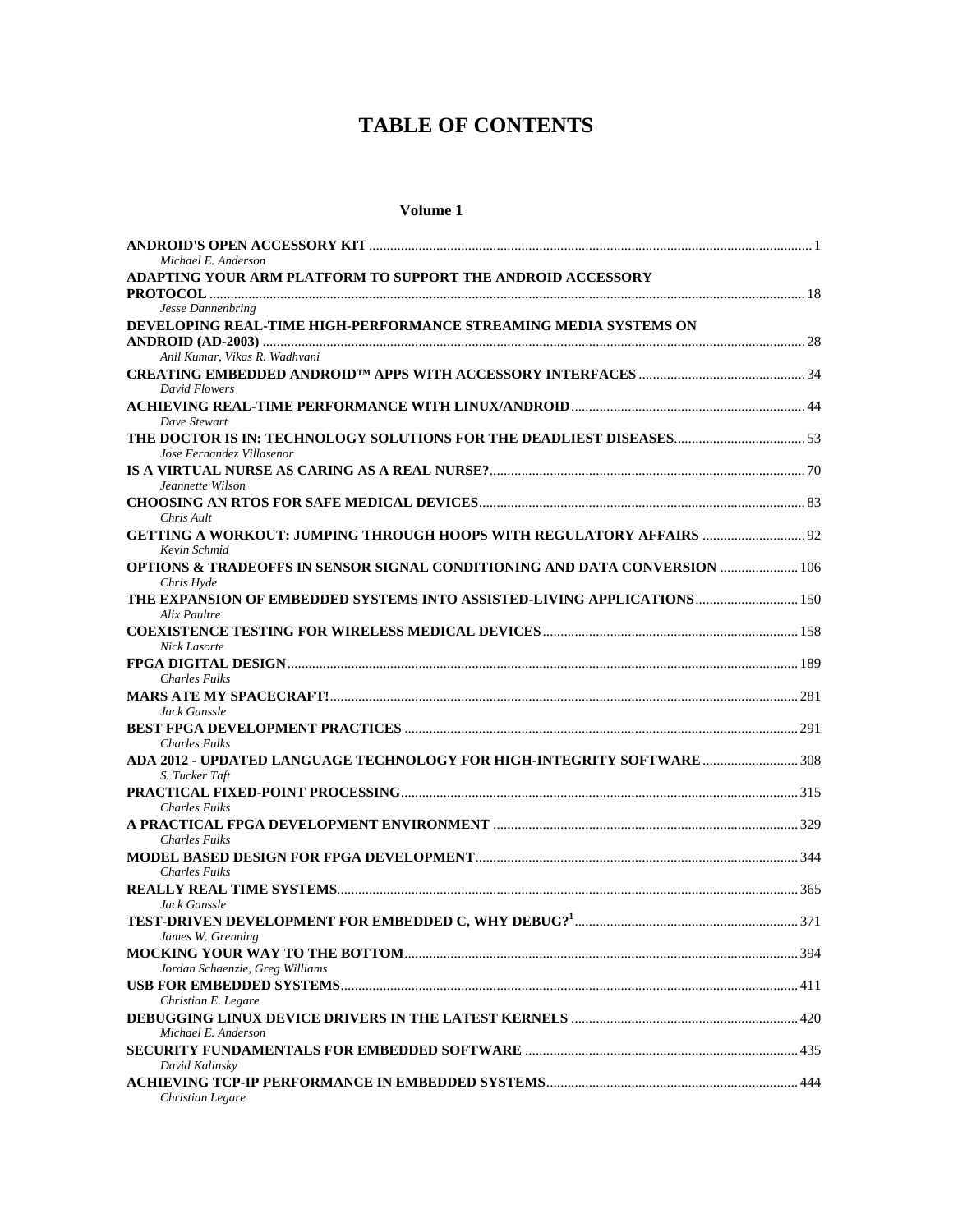# TABLE OF CONTENTS

## Volume 1

**ANDROID'S OPEN ACCESSORY KIT** .......... 1
*Michael E. Anderson*

**ADAPTING YOUR ARM PLATFORM TO SUPPORT THE ANDROID ACCESSORY PROTOCOL** .......... 18
*Jesse Dannenbring*

**DEVELOPING REAL-TIME HIGH-PERFORMANCE STREAMING MEDIA SYSTEMS ON ANDROID (AD-2003)** .......... 28
*Anil Kumar, Vikas R. Wadhvani*

**CREATING EMBEDDED ANDROID™ APPS WITH ACCESSORY INTERFACES** .......... 34
*David Flowers*

**ACHIEVING REAL-TIME PERFORMANCE WITH LINUX/ANDROID** .......... 44
*Dave Stewart*

**THE DOCTOR IS IN: TECHNOLOGY SOLUTIONS FOR THE DEADLIEST DISEASES** .......... 53
*Jose Fernandez Villasenor*

**IS A VIRTUAL NURSE AS CARING AS A REAL NURSE?** .......... 70
*Jeannette Wilson*

**CHOOSING AN RTOS FOR SAFE MEDICAL DEVICES** .......... 83
*Chris Ault*

**GETTING A WORKOUT: JUMPING THROUGH HOOPS WITH REGULATORY AFFAIRS** .......... 92
*Kevin Schmid*

**OPTIONS & TRADEOFFS IN SENSOR SIGNAL CONDITIONING AND DATA CONVERSION** .......... 106
*Chris Hyde*

**THE EXPANSION OF EMBEDDED SYSTEMS INTO ASSISTED-LIVING APPLICATIONS** .......... 150
*Alix Paultre*

**COEXISTENCE TESTING FOR WIRELESS MEDICAL DEVICES** .......... 158
*Nick Lasorte*

**FPGA DIGITAL DESIGN** .......... 189
*Charles Fulks*

**MARS ATE MY SPACECRAFT!** .......... 281
*Jack Ganssle*

**BEST FPGA DEVELOPMENT PRACTICES** .......... 291
*Charles Fulks*

**ADA 2012 - UPDATED LANGUAGE TECHNOLOGY FOR HIGH-INTEGRITY SOFTWARE** .......... 308
*S. Tucker Taft*

**PRACTICAL FIXED-POINT PROCESSING** .......... 315
*Charles Fulks*

**A PRACTICAL FPGA DEVELOPMENT ENVIRONMENT** .......... 329
*Charles Fulks*

**MODEL BASED DESIGN FOR FPGA DEVELOPMENT** .......... 344
*Charles Fulks*

**REALLY REAL TIME SYSTEMS** .......... 365
*Jack Ganssle*

**TEST-DRIVEN DEVELOPMENT FOR EMBEDDED C, WHY DEBUG?[1]** .......... 371
*James W. Grenning*

**MOCKING YOUR WAY TO THE BOTTOM** .......... 394
*Jordan Schaenzie, Greg Williams*

**USB FOR EMBEDDED SYSTEMS** .......... 411
*Christian E. Legare*

**DEBUGGING LINUX DEVICE DRIVERS IN THE LATEST KERNELS** .......... 420
*Michael E. Anderson*

**SECURITY FUNDAMENTALS FOR EMBEDDED SOFTWARE** .......... 435
*David Kalinsky*

**ACHIEVING TCP-IP PERFORMANCE IN EMBEDDED SYSTEMS** .......... 444
*Christian Legare*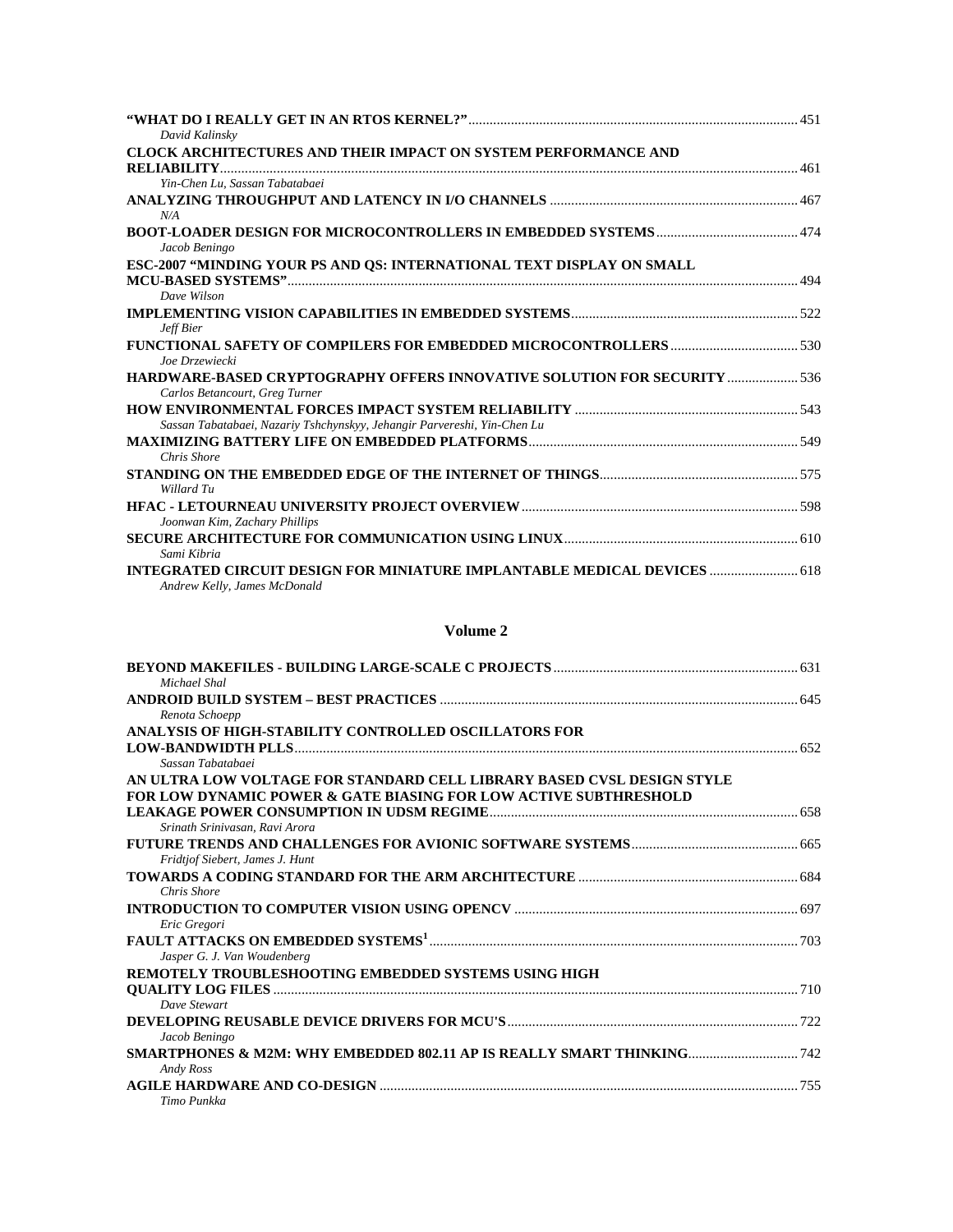**"WHAT DO I REALLY GET IN AN RTOS KERNEL?"** ............ 451
*David Kalinsky*

**CLOCK ARCHITECTURES AND THEIR IMPACT ON SYSTEM PERFORMANCE AND RELIABILITY** ............ 461
*Yin-Chen Lu, Sassan Tabatabaei*

**ANALYZING THROUGHPUT AND LATENCY IN I/O CHANNELS** ............ 467
*N/A*

**BOOT-LOADER DESIGN FOR MICROCONTROLLERS IN EMBEDDED SYSTEMS** ............ 474
*Jacob Beningo*

**ESC-2007 "MINDING YOUR PS AND QS: INTERNATIONAL TEXT DISPLAY ON SMALL MCU-BASED SYSTEMS"** ............ 494
*Dave Wilson*

**IMPLEMENTING VISION CAPABILITIES IN EMBEDDED SYSTEMS** ............ 522
*Jeff Bier*

**FUNCTIONAL SAFETY OF COMPILERS FOR EMBEDDED MICROCONTROLLERS** ............ 530
*Joe Drzewiecki*

**HARDWARE-BASED CRYPTOGRAPHY OFFERS INNOVATIVE SOLUTION FOR SECURITY** ............ 536
*Carlos Betancourt, Greg Turner*

**HOW ENVIRONMENTAL FORCES IMPACT SYSTEM RELIABILITY** ............ 543
*Sassan Tabatabaei, Nazariy Tshchynskyy, Jehangir Parvereshi, Yin-Chen Lu*

**MAXIMIZING BATTERY LIFE ON EMBEDDED PLATFORMS** ............ 549
*Chris Shore*

**STANDING ON THE EMBEDDED EDGE OF THE INTERNET OF THINGS** ............ 575
*Willard Tu*

**HFAC - LETOURNEAU UNIVERSITY PROJECT OVERVIEW** ............ 598
*Joonwan Kim, Zachary Phillips*

**SECURE ARCHITECTURE FOR COMMUNICATION USING LINUX** ............ 610
*Sami Kibria*

**INTEGRATED CIRCUIT DESIGN FOR MINIATURE IMPLANTABLE MEDICAL DEVICES** ............ 618
*Andrew Kelly, James McDonald*

## Volume 2

**BEYOND MAKEFILES - BUILDING LARGE-SCALE C PROJECTS** ............ 631
*Michael Shal*

**ANDROID BUILD SYSTEM – BEST PRACTICES** ............ 645
*Renota Schoepp*

**ANALYSIS OF HIGH-STABILITY CONTROLLED OSCILLATORS FOR LOW-BANDWIDTH PLLS** ............ 652
*Sassan Tabatabaei*

**AN ULTRA LOW VOLTAGE FOR STANDARD CELL LIBRARY BASED CVSL DESIGN STYLE FOR LOW DYNAMIC POWER & GATE BIASING FOR LOW ACTIVE SUBTHRESHOLD LEAKAGE POWER CONSUMPTION IN UDSM REGIME** ............ 658
*Srinath Srinivasan, Ravi Arora*

**FUTURE TRENDS AND CHALLENGES FOR AVIONIC SOFTWARE SYSTEMS** ............ 665
*Fridtjof Siebert, James J. Hunt*

**TOWARDS A CODING STANDARD FOR THE ARM ARCHITECTURE** ............ 684
*Chris Shore*

**INTRODUCTION TO COMPUTER VISION USING OPENCV** ............ 697
*Eric Gregori*

**FAULT ATTACKS ON EMBEDDED SYSTEMS[1]** ............ 703
*Jasper G. J. Van Woudenberg*

**REMOTELY TROUBLESHOOTING EMBEDDED SYSTEMS USING HIGH QUALITY LOG FILES** ............ 710
*Dave Stewart*

**DEVELOPING REUSABLE DEVICE DRIVERS FOR MCU'S** ............ 722
*Jacob Beningo*

**SMARTPHONES & M2M: WHY EMBEDDED 802.11 AP IS REALLY SMART THINKING** ............ 742
*Andy Ross*

**AGILE HARDWARE AND CO-DESIGN** ............ 755
*Timo Punkka*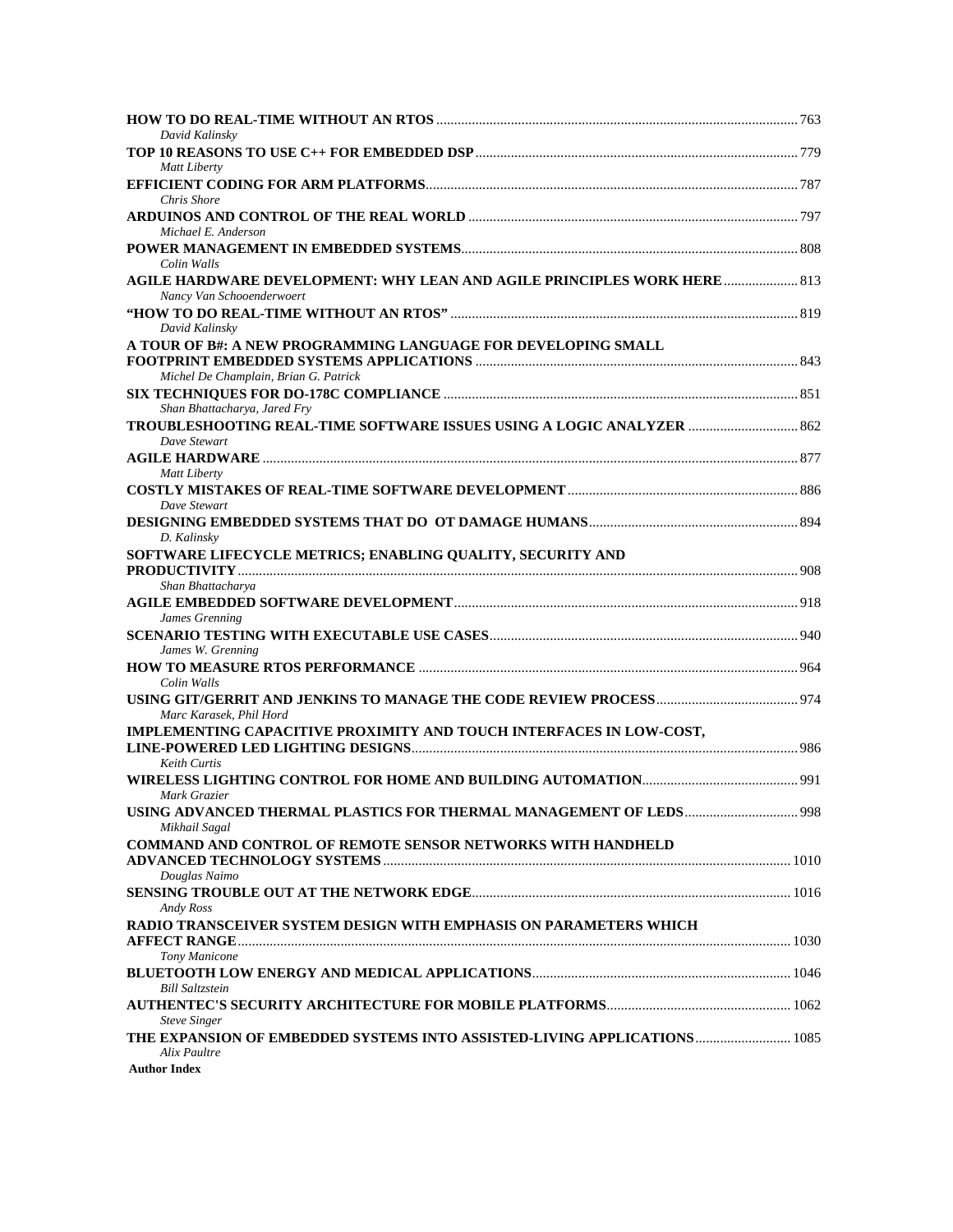**HOW TO DO REAL-TIME WITHOUT AN RTOS** ..... 763
*David Kalinsky*

**TOP 10 REASONS TO USE C++ FOR EMBEDDED DSP** ..... 779
*Matt Liberty*

**EFFICIENT CODING FOR ARM PLATFORMS** ..... 787
*Chris Shore*

**ARDUINOS AND CONTROL OF THE REAL WORLD** ..... 797
*Michael E. Anderson*

**POWER MANAGEMENT IN EMBEDDED SYSTEMS** ..... 808
*Colin Walls*

**AGILE HARDWARE DEVELOPMENT: WHY LEAN AND AGILE PRINCIPLES WORK HERE** ..... 813
*Nancy Van Schooenderwoert*

**"HOW TO DO REAL-TIME WITHOUT AN RTOS"** ..... 819
*David Kalinsky*

**A TOUR OF B#: A NEW PROGRAMMING LANGUAGE FOR DEVELOPING SMALL FOOTPRINT EMBEDDED SYSTEMS APPLICATIONS** ..... 843
*Michel De Champlain, Brian G. Patrick*

**SIX TECHNIQUES FOR DO-178C COMPLIANCE** ..... 851
*Shan Bhattacharya, Jared Fry*

**TROUBLESHOOTING REAL-TIME SOFTWARE ISSUES USING A LOGIC ANALYZER** ..... 862
*Dave Stewart*

**AGILE HARDWARE** ..... 877
*Matt Liberty*

**COSTLY MISTAKES OF REAL-TIME SOFTWARE DEVELOPMENT** ..... 886
*Dave Stewart*

**DESIGNING EMBEDDED SYSTEMS THAT DO OT DAMAGE HUMANS** ..... 894
*D. Kalinsky*

**SOFTWARE LIFECYCLE METRICS; ENABLING QUALITY, SECURITY AND PRODUCTIVITY** ..... 908
*Shan Bhattacharya*

**AGILE EMBEDDED SOFTWARE DEVELOPMENT** ..... 918
*James Grenning*

**SCENARIO TESTING WITH EXECUTABLE USE CASES** ..... 940
*James W. Grenning*

**HOW TO MEASURE RTOS PERFORMANCE** ..... 964
*Colin Walls*

**USING GIT/GERRIT AND JENKINS TO MANAGE THE CODE REVIEW PROCESS** ..... 974
*Marc Karasek, Phil Hord*

**IMPLEMENTING CAPACITIVE PROXIMITY AND TOUCH INTERFACES IN LOW-COST, LINE-POWERED LED LIGHTING DESIGNS** ..... 986
*Keith Curtis*

**WIRELESS LIGHTING CONTROL FOR HOME AND BUILDING AUTOMATION** ..... 991
*Mark Grazier*

**USING ADVANCED THERMAL PLASTICS FOR THERMAL MANAGEMENT OF LEDS** ..... 998
*Mikhail Sagal*

**COMMAND AND CONTROL OF REMOTE SENSOR NETWORKS WITH HANDHELD ADVANCED TECHNOLOGY SYSTEMS** ..... 1010
*Douglas Naimo*

**SENSING TROUBLE OUT AT THE NETWORK EDGE** ..... 1016
*Andy Ross*

**RADIO TRANSCEIVER SYSTEM DESIGN WITH EMPHASIS ON PARAMETERS WHICH AFFECT RANGE** ..... 1030
*Tony Manicone*

**BLUETOOTH LOW ENERGY AND MEDICAL APPLICATIONS** ..... 1046
*Bill Saltzstein*

**AUTHENTEC'S SECURITY ARCHITECTURE FOR MOBILE PLATFORMS** ..... 1062
*Steve Singer*

**THE EXPANSION OF EMBEDDED SYSTEMS INTO ASSISTED-LIVING APPLICATIONS** ..... 1085
*Alix Paultre*

**Author Index**